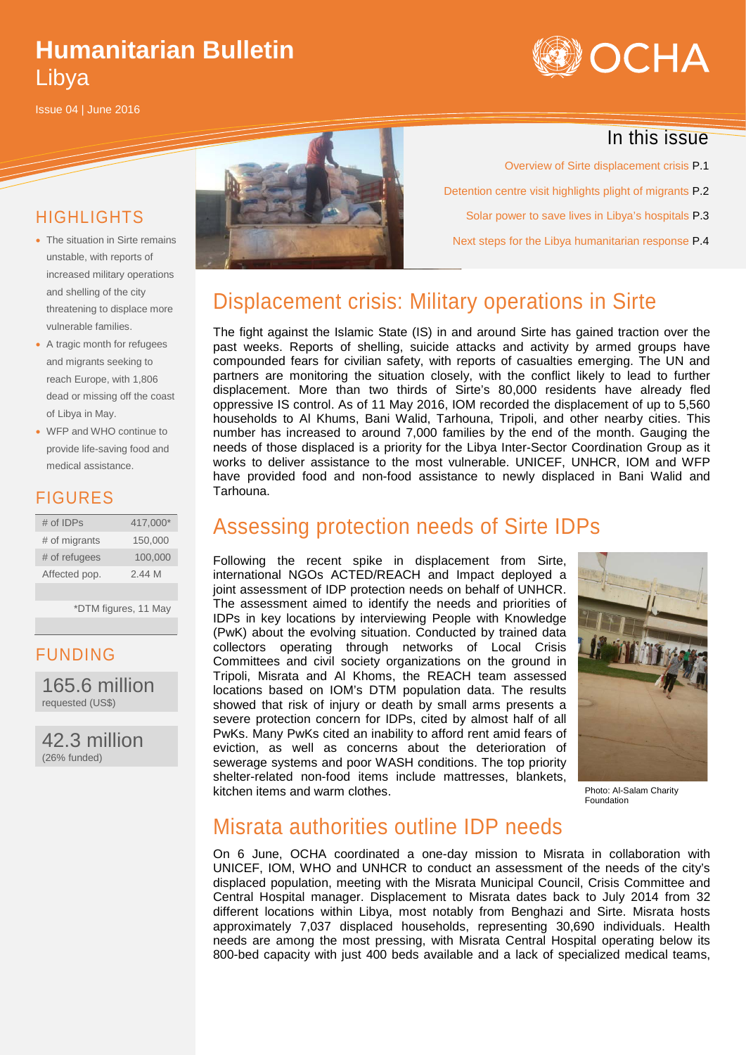# Humanitarian Bulletin
Libya

Issue 04 | June 2016

## In this issue

Overview of Sirte displacement crisis P.1

Detention centre visit highlights plight of migrants P.2

Solar power to save lives in Libya's hospitals P.3

Next steps for the Libya humanitarian response P.4

## HIGHLIGHTS

- The situation in Sirte remains unstable, with reports of increased military operations and shelling of the city threatening to displace more vulnerable families.
- A tragic month for refugees and migrants seeking to reach Europe, with 1,806 dead or missing off the coast of Libya in May.
- WFP and WHO continue to provide life-saving food and medical assistance.

## FIGURES

| | |
|---|---|
| # of IDPs | 417,000* |
| # of migrants | 150,000 |
| # of refugees | 100,000 |
| Affected pop. | 2.44 M |

*DTM figures, 11 May

## FUNDING

**165.6 million**
requested (US$)

**42.3 million**
(26% funded)

## Displacement crisis: Military operations in Sirte

The fight against the Islamic State (IS) in and around Sirte has gained traction over the past weeks. Reports of shelling, suicide attacks and activity by armed groups have compounded fears for civilian safety, with reports of casualties emerging. The UN and partners are monitoring the situation closely, with the conflict likely to lead to further displacement. More than two thirds of Sirte's 80,000 residents have already fled oppressive IS control. As of 11 May 2016, IOM recorded the displacement of up to 5,560 households to Al Khums, Bani Walid, Tarhouna, Tripoli, and other nearby cities. This number has increased to around 7,000 families by the end of the month. Gauging the needs of those displaced is a priority for the Libya Inter-Sector Coordination Group as it works to deliver assistance to the most vulnerable. UNICEF, UNHCR, IOM and WFP have provided food and non-food assistance to newly displaced in Bani Walid and Tarhouna.

## Assessing protection needs of Sirte IDPs

Following the recent spike in displacement from Sirte, international NGOs ACTED/REACH and Impact deployed a joint assessment of IDP protection needs on behalf of UNHCR. The assessment aimed to identify the needs and priorities of IDPs in key locations by interviewing People with Knowledge (PwK) about the evolving situation. Conducted by trained data collectors operating through networks of Local Crisis Committees and civil society organizations on the ground in Tripoli, Misrata and Al Khoms, the REACH team assessed locations based on IOM's DTM population data. The results showed that risk of injury or death by small arms presents a severe protection concern for IDPs, cited by almost half of all PwKs. Many PwKs cited an inability to afford rent amid fears of eviction, as well as concerns about the deterioration of sewerage systems and poor WASH conditions. The top priority shelter-related non-food items include mattresses, blankets, kitchen items and warm clothes.

Photo: Al-Salam Charity Foundation

## Misrata authorities outline IDP needs

On 6 June, OCHA coordinated a one-day mission to Misrata in collaboration with UNICEF, IOM, WHO and UNHCR to conduct an assessment of the needs of the city's displaced population, meeting with the Misrata Municipal Council, Crisis Committee and Central Hospital manager. Displacement to Misrata dates back to July 2014 from 32 different locations within Libya, most notably from Benghazi and Sirte. Misrata hosts approximately 7,037 displaced households, representing 30,690 individuals. Health needs are among the most pressing, with Misrata Central Hospital operating below its 800-bed capacity with just 400 beds available and a lack of specialized medical teams,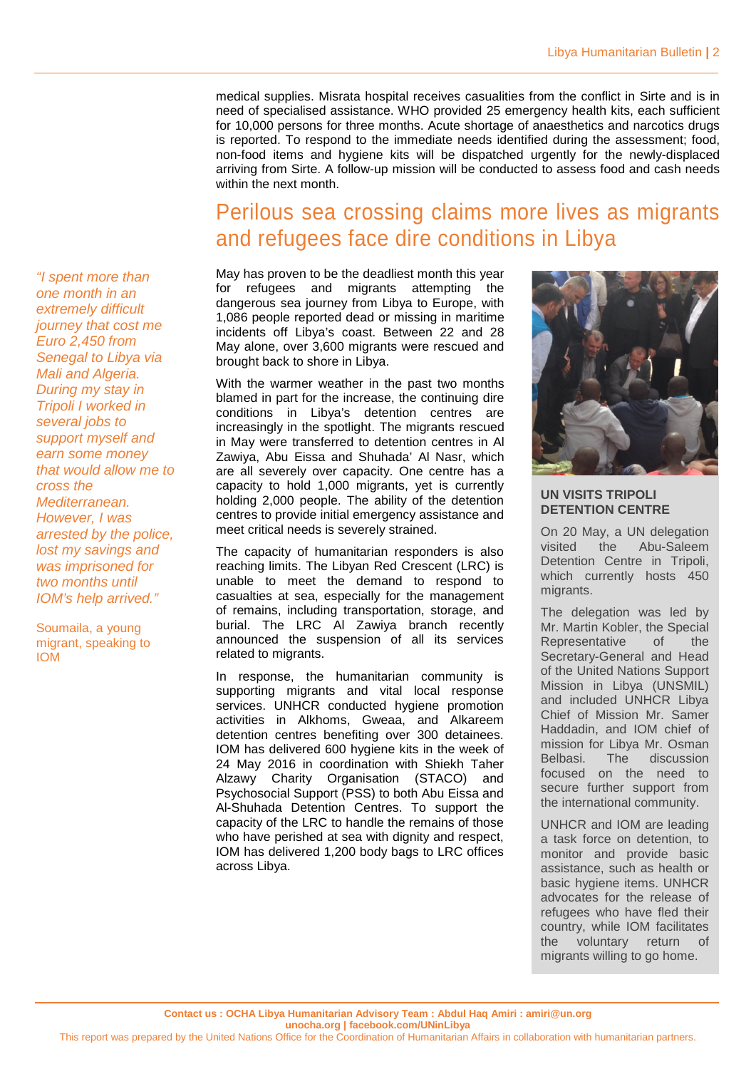medical supplies. Misrata hospital receives casualities from the conflict in Sirte and is in need of specialised assistance. WHO provided 25 emergency health kits, each sufficient for 10,000 persons for three months. Acute shortage of anaesthetics and narcotics drugs is reported. To respond to the immediate needs identified during the assessment; food, non-food items and hygiene kits will be dispatched urgently for the newly-displaced arriving from Sirte. A follow-up mission will be conducted to assess food and cash needs within the next month.

## Perilous sea crossing claims more lives as migrants and refugees face dire conditions in Libya

*"I spent more than one month in an extremely difficult journey that cost me Euro 2,450 from Senegal to Libya via Mali and Algeria. During my stay in Tripoli I worked in several jobs to support myself and earn some money that would allow me to cross the Mediterranean. However, I was arrested by the police, lost my savings and was imprisoned for two months until IOM's help arrived."*

Soumaila, a young migrant, speaking to IOM

May has proven to be the deadliest month this year for refugees and migrants attempting the dangerous sea journey from Libya to Europe, with 1,086 people reported dead or missing in maritime incidents off Libya's coast. Between 22 and 28 May alone, over 3,600 migrants were rescued and brought back to shore in Libya.

With the warmer weather in the past two months blamed in part for the increase, the continuing dire conditions in Libya's detention centres are increasingly in the spotlight. The migrants rescued in May were transferred to detention centres in Al Zawiya, Abu Eissa and Shuhada' Al Nasr, which are all severely over capacity. One centre has a capacity to hold 1,000 migrants, yet is currently holding 2,000 people. The ability of the detention centres to provide initial emergency assistance and meet critical needs is severely strained.

The capacity of humanitarian responders is also reaching limits. The Libyan Red Crescent (LRC) is unable to meet the demand to respond to casualties at sea, especially for the management of remains, including transportation, storage, and burial. The LRC Al Zawiya branch recently announced the suspension of all its services related to migrants.

In response, the humanitarian community is supporting migrants and vital local response services. UNHCR conducted hygiene promotion activities in Alkhoms, Gweaa, and Alkareem detention centres benefiting over 300 detainees. IOM has delivered 600 hygiene kits in the week of 24 May 2016 in coordination with Shiekh Taher Alzawy Charity Organisation (STACO) and Psychosocial Support (PSS) to both Abu Eissa and Al-Shuhada Detention Centres. To support the capacity of the LRC to handle the remains of those who have perished at sea with dignity and respect, IOM has delivered 1,200 body bags to LRC offices across Libya.

**UN VISITS TRIPOLI DETENTION CENTRE**

On 20 May, a UN delegation visited the Abu-Saleem Detention Centre in Tripoli, which currently hosts 450 migrants.

The delegation was led by Mr. Martin Kobler, the Special Representative of the Secretary-General and Head of the United Nations Support Mission in Libya (UNSMIL) and included UNHCR Libya Chief of Mission Mr. Samer Haddadin, and IOM chief of mission for Libya Mr. Osman Belbasi. The discussion focused on the need to secure further support from the international community.

UNHCR and IOM are leading a task force on detention, to monitor and provide basic assistance, such as health or basic hygiene items. UNHCR advocates for the release of refugees who have fled their country, while IOM facilitates the voluntary return of migrants willing to go home.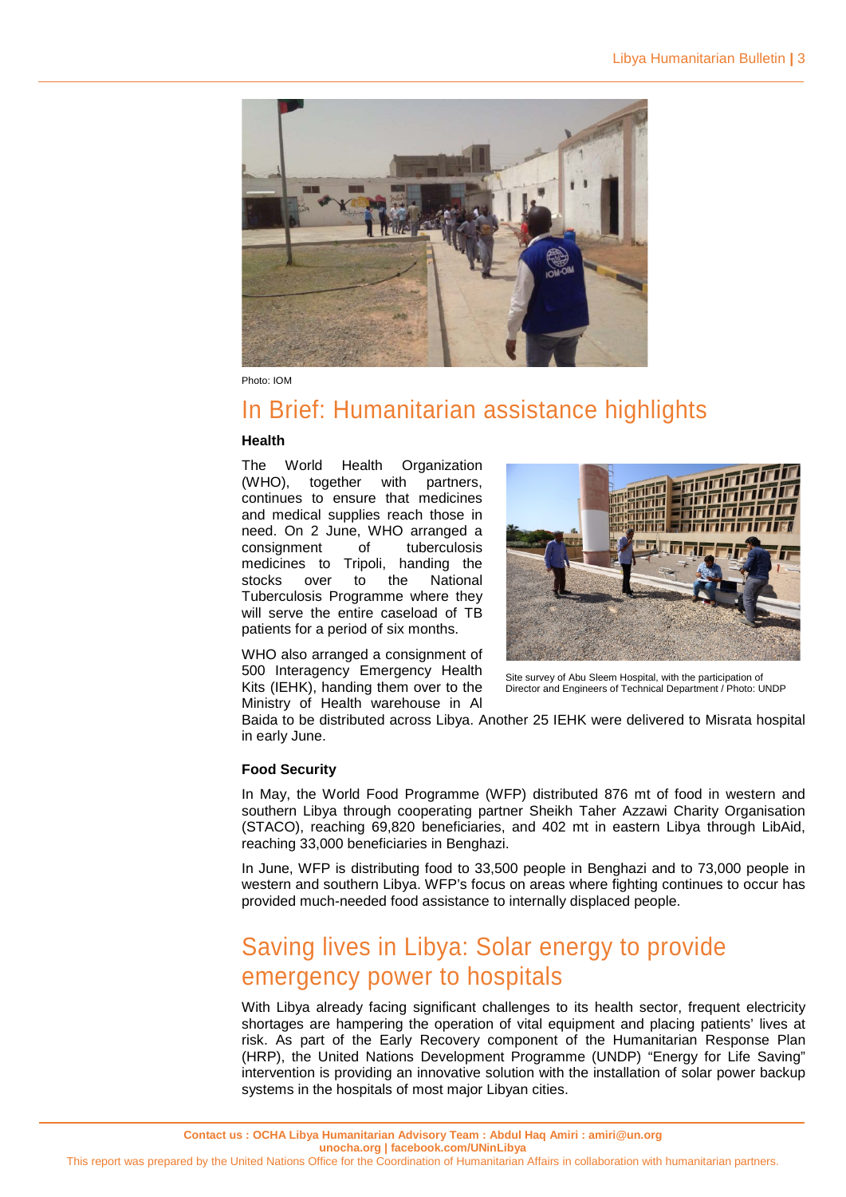Photo: IOM

## In Brief: Humanitarian assistance highlights

**Health**

The World Health Organization (WHO), together with partners, continues to ensure that medicines and medical supplies reach those in need. On 2 June, WHO arranged a consignment of tuberculosis medicines to Tripoli, handing the stocks over to the National Tuberculosis Programme where they will serve the entire caseload of TB patients for a period of six months.

WHO also arranged a consignment of 500 Interagency Emergency Health Kits (IEHK), handing them over to the Ministry of Health warehouse in Al Baida to be distributed across Libya. Another 25 IEHK were delivered to Misrata hospital in early June.

Site survey of Abu Sleem Hospital, with the participation of Director and Engineers of Technical Department / Photo: UNDP

**Food Security**

In May, the World Food Programme (WFP) distributed 876 mt of food in western and southern Libya through cooperating partner Sheikh Taher Azzawi Charity Organisation (STACO), reaching 69,820 beneficiaries, and 402 mt in eastern Libya through LibAid, reaching 33,000 beneficiaries in Benghazi.

In June, WFP is distributing food to 33,500 people in Benghazi and to 73,000 people in western and southern Libya. WFP's focus on areas where fighting continues to occur has provided much-needed food assistance to internally displaced people.

## Saving lives in Libya: Solar energy to provide emergency power to hospitals

With Libya already facing significant challenges to its health sector, frequent electricity shortages are hampering the operation of vital equipment and placing patients' lives at risk. As part of the Early Recovery component of the Humanitarian Response Plan (HRP), the United Nations Development Programme (UNDP) "Energy for Life Saving" intervention is providing an innovative solution with the installation of solar power backup systems in the hospitals of most major Libyan cities.

**Contact us : OCHA Libya Humanitarian Advisory Team : Abdul Haq Amiri : amiri@un.org**
**unocha.org | facebook.com/UNinLibya**
This report was prepared by the United Nations Office for the Coordination of Humanitarian Affairs in collaboration with humanitarian partners.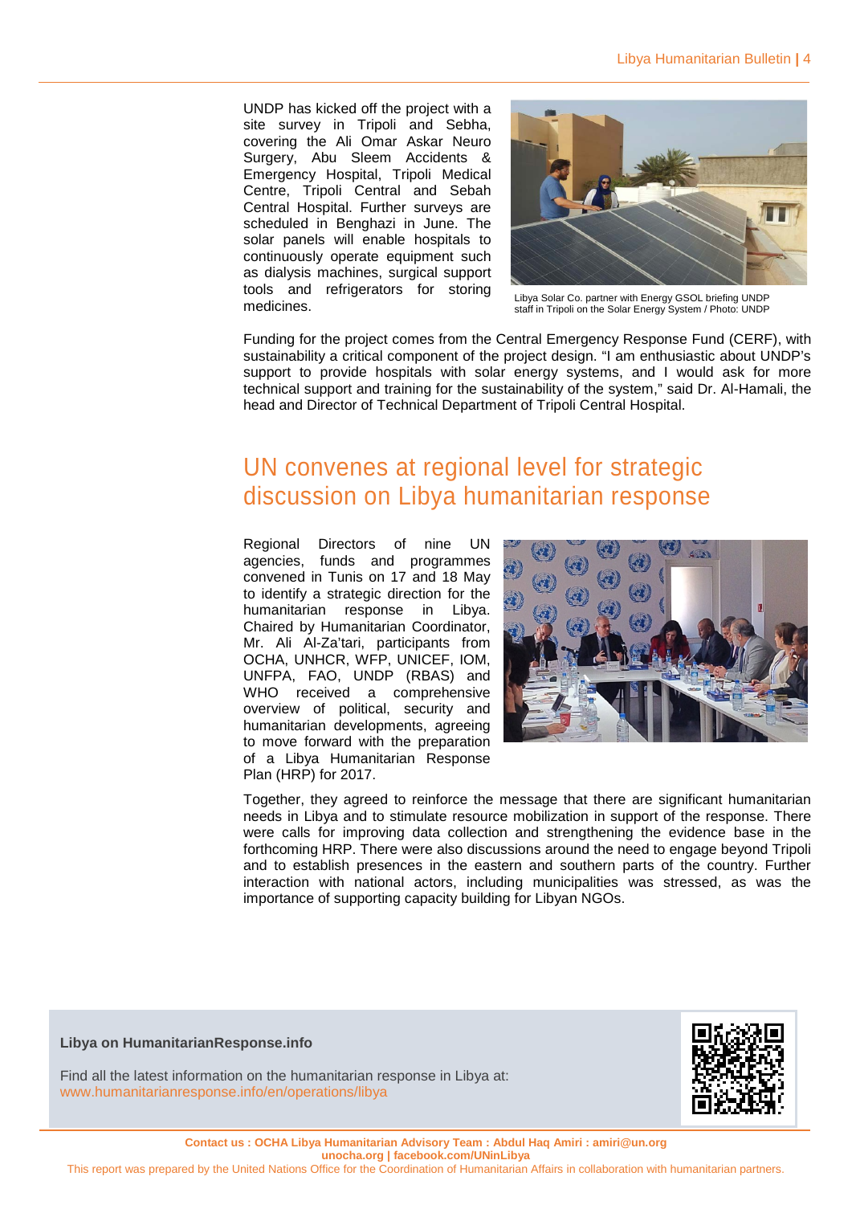UNDP has kicked off the project with a site survey in Tripoli and Sebha, covering the Ali Omar Askar Neuro Surgery, Abu Sleem Accidents & Emergency Hospital, Tripoli Medical Centre, Tripoli Central and Sebah Central Hospital. Further surveys are scheduled in Benghazi in June. The solar panels will enable hospitals to continuously operate equipment such as dialysis machines, surgical support tools and refrigerators for storing medicines.

Libya Solar Co. partner with Energy GSOL briefing UNDP staff in Tripoli on the Solar Energy System / Photo: UNDP

Funding for the project comes from the Central Emergency Response Fund (CERF), with sustainability a critical component of the project design. "I am enthusiastic about UNDP's support to provide hospitals with solar energy systems, and I would ask for more technical support and training for the sustainability of the system," said Dr. Al-Hamali, the head and Director of Technical Department of Tripoli Central Hospital.

## UN convenes at regional level for strategic discussion on Libya humanitarian response

Regional Directors of nine UN agencies, funds and programmes convened in Tunis on 17 and 18 May to identify a strategic direction for the humanitarian response in Libya. Chaired by Humanitarian Coordinator, Mr. Ali Al-Za'tari, participants from OCHA, UNHCR, WFP, UNICEF, IOM, UNFPA, FAO, UNDP (RBAS) and WHO received a comprehensive overview of political, security and humanitarian developments, agreeing to move forward with the preparation of a Libya Humanitarian Response Plan (HRP) for 2017.

Together, they agreed to reinforce the message that there are significant humanitarian needs in Libya and to stimulate resource mobilization in support of the response. There were calls for improving data collection and strengthening the evidence base in the forthcoming HRP. There were also discussions around the need to engage beyond Tripoli and to establish presences in the eastern and southern parts of the country. Further interaction with national actors, including municipalities was stressed, as was the importance of supporting capacity building for Libyan NGOs.

**Libya on HumanitarianResponse.info**

Find all the latest information on the humanitarian response in Libya at:
www.humanitarianresponse.info/en/operations/libya

**Contact us : OCHA Libya Humanitarian Advisory Team : Abdul Haq Amiri : amiri@un.org**
**unocha.org | facebook.com/UNinLibya**

This report was prepared by the United Nations Office for the Coordination of Humanitarian Affairs in collaboration with humanitarian partners.